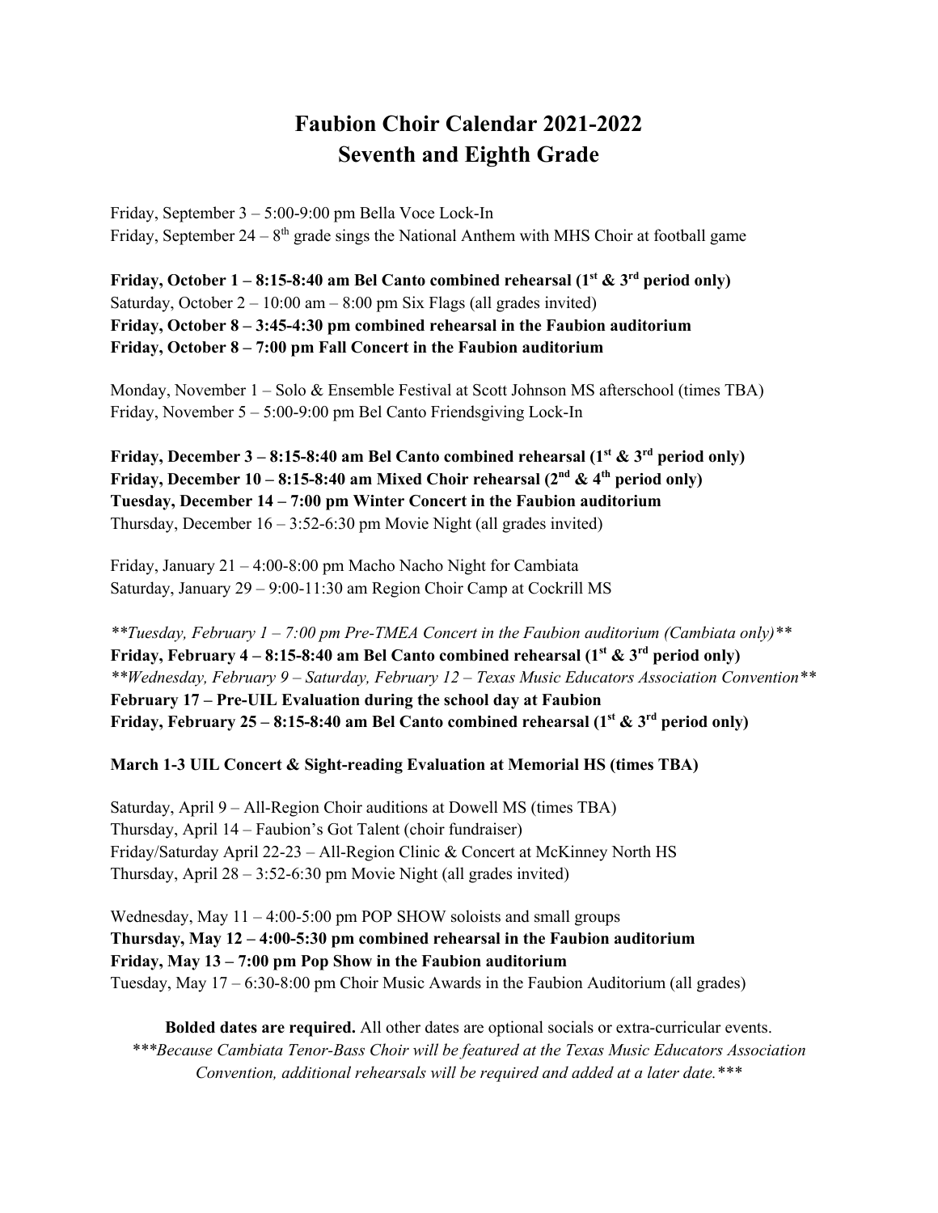# Faubion Choir Calendar 2021-2022
# Seventh and Eighth Grade

Friday, September 3 – 5:00-9:00 pm Bella Voce Lock-In
Friday, September 24 – 8th grade sings the National Anthem with MHS Choir at football game

**Friday, October 1 – 8:15-8:40 am Bel Canto combined rehearsal (1st & 3rd period only)**
Saturday, October 2 – 10:00 am – 8:00 pm Six Flags (all grades invited)
**Friday, October 8 – 3:45-4:30 pm combined rehearsal in the Faubion auditorium**
**Friday, October 8 – 7:00 pm Fall Concert in the Faubion auditorium**

Monday, November 1 – Solo & Ensemble Festival at Scott Johnson MS afterschool (times TBA)
Friday, November 5 – 5:00-9:00 pm Bel Canto Friendsgiving Lock-In

**Friday, December 3 – 8:15-8:40 am Bel Canto combined rehearsal (1st & 3rd period only)**
**Friday, December 10 – 8:15-8:40 am Mixed Choir rehearsal (2nd & 4th period only)**
**Tuesday, December 14 – 7:00 pm Winter Concert in the Faubion auditorium**
Thursday, December 16 – 3:52-6:30 pm Movie Night (all grades invited)

Friday, January 21 – 4:00-8:00 pm Macho Nacho Night for Cambiata
Saturday, January 29 – 9:00-11:30 am Region Choir Camp at Cockrill MS

*\*\*Tuesday, February 1 – 7:00 pm Pre-TMEA Concert in the Faubion auditorium (Cambiata only)\*\**
**Friday, February 4 – 8:15-8:40 am Bel Canto combined rehearsal (1st & 3rd period only)**
*\*\*Wednesday, February 9 – Saturday, February 12 – Texas Music Educators Association Convention\*\**
**February 17 – Pre-UIL Evaluation during the school day at Faubion**
**Friday, February 25 – 8:15-8:40 am Bel Canto combined rehearsal (1st & 3rd period only)**

**March 1-3 UIL Concert & Sight-reading Evaluation at Memorial HS (times TBA)**

Saturday, April 9 – All-Region Choir auditions at Dowell MS (times TBA)
Thursday, April 14 – Faubion's Got Talent (choir fundraiser)
Friday/Saturday April 22-23 – All-Region Clinic & Concert at McKinney North HS
Thursday, April 28 – 3:52-6:30 pm Movie Night (all grades invited)

Wednesday, May 11 – 4:00-5:00 pm POP SHOW soloists and small groups
**Thursday, May 12 – 4:00-5:30 pm combined rehearsal in the Faubion auditorium**
**Friday, May 13 – 7:00 pm Pop Show in the Faubion auditorium**
Tuesday, May 17 – 6:30-8:00 pm Choir Music Awards in the Faubion Auditorium (all grades)

**Bolded dates are required.** All other dates are optional socials or extra-curricular events.
*\*\*\*Because Cambiata Tenor-Bass Choir will be featured at the Texas Music Educators Association Convention, additional rehearsals will be required and added at a later date.\*\*\**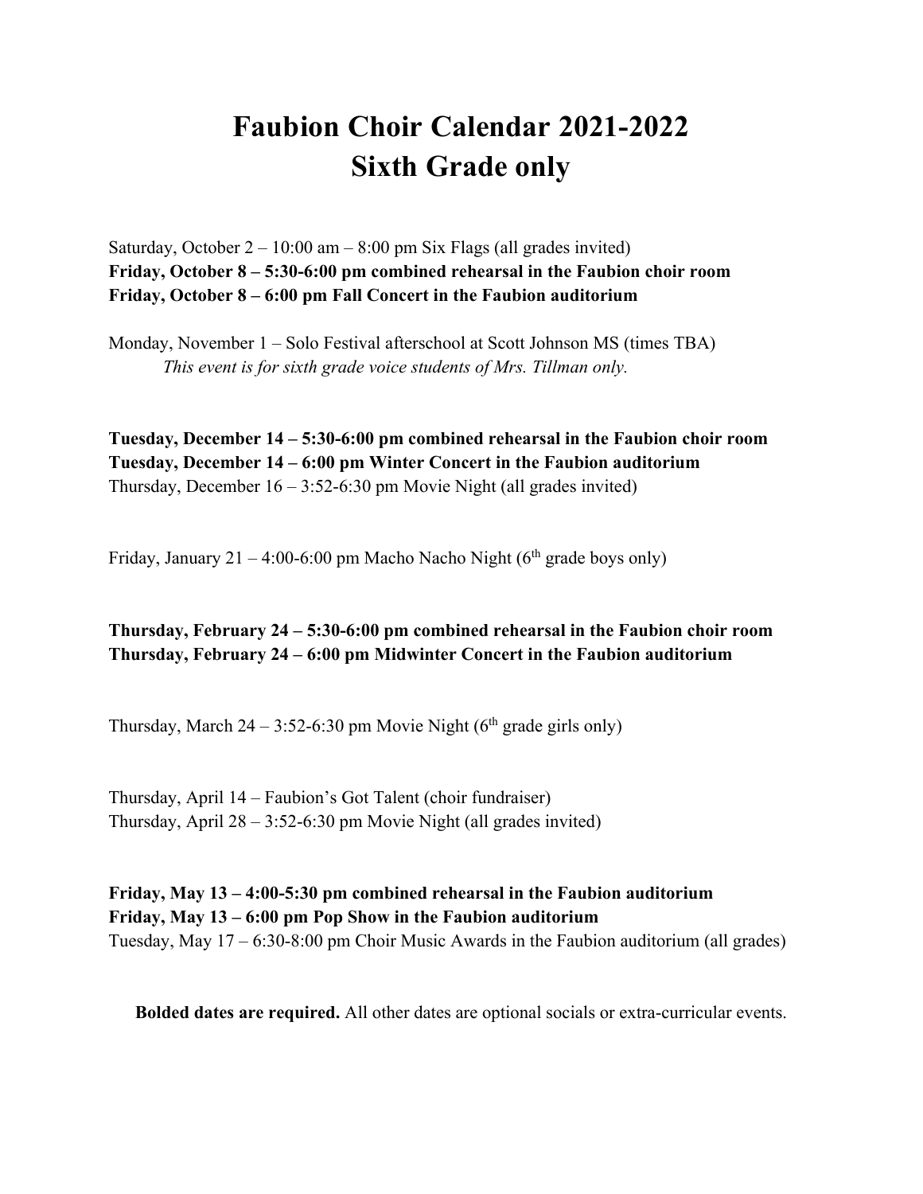# Faubion Choir Calendar 2021-2022
# Sixth Grade only

Saturday, October 2 – 10:00 am – 8:00 pm Six Flags (all grades invited)
**Friday, October 8 – 5:30-6:00 pm combined rehearsal in the Faubion choir room**
**Friday, October 8 – 6:00 pm Fall Concert in the Faubion auditorium**

Monday, November 1 – Solo Festival afterschool at Scott Johnson MS (times TBA)
*This event is for sixth grade voice students of Mrs. Tillman only.*

**Tuesday, December 14 – 5:30-6:00 pm combined rehearsal in the Faubion choir room**
**Tuesday, December 14 – 6:00 pm Winter Concert in the Faubion auditorium**
Thursday, December 16 – 3:52-6:30 pm Movie Night (all grades invited)

Friday, January 21 – 4:00-6:00 pm Macho Nacho Night (6th grade boys only)

**Thursday, February 24 – 5:30-6:00 pm combined rehearsal in the Faubion choir room**
**Thursday, February 24 – 6:00 pm Midwinter Concert in the Faubion auditorium**

Thursday, March 24 – 3:52-6:30 pm Movie Night (6th grade girls only)

Thursday, April 14 – Faubion's Got Talent (choir fundraiser)
Thursday, April 28 – 3:52-6:30 pm Movie Night (all grades invited)

**Friday, May 13 – 4:00-5:30 pm combined rehearsal in the Faubion auditorium**
**Friday, May 13 – 6:00 pm Pop Show in the Faubion auditorium**
Tuesday, May 17 – 6:30-8:00 pm Choir Music Awards in the Faubion auditorium (all grades)

**Bolded dates are required.** All other dates are optional socials or extra-curricular events.